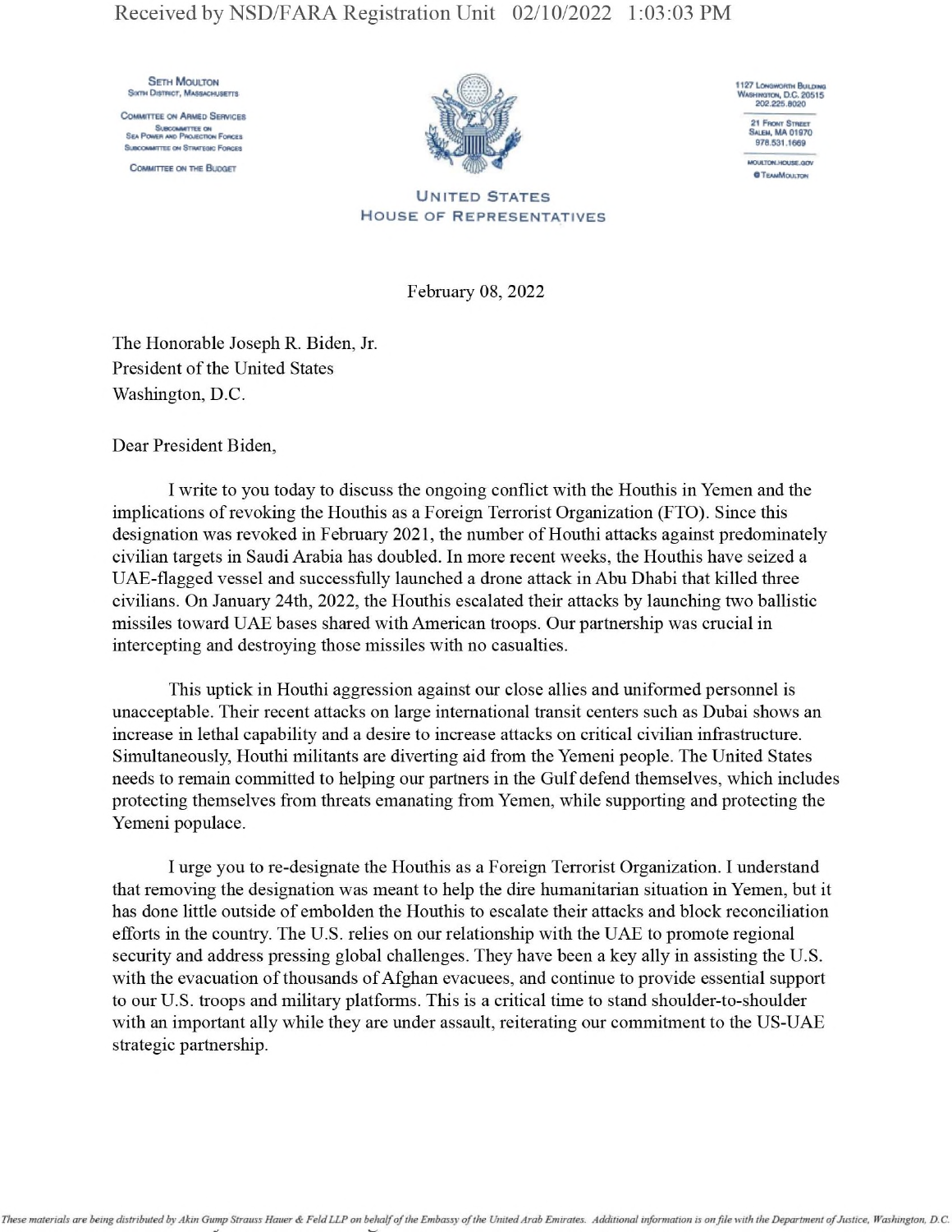Seth Moulton
Sixth District, Massachusetts

Committee on Armed Services
Subcommittee on Sea Power and Projection Forces
Subcommittee on Strategic Forces

Committee on the Budget

1127 Longworth Building
Washington, D.C. 20515
202.225.8020

21 Front Street
Salem, MA 01970
978.531.1669

moulton.house.gov
@TeamMoulton

United States
House of Representatives

February 08, 2022

The Honorable Joseph R. Biden, Jr.
President of the United States
Washington, D.C.

Dear President Biden,

I write to you today to discuss the ongoing conflict with the Houthis in Yemen and the implications of revoking the Houthis as a Foreign Terrorist Organization (FTO). Since this designation was revoked in February 2021, the number of Houthi attacks against predominately civilian targets in Saudi Arabia has doubled. In more recent weeks, the Houthis have seized a UAE-flagged vessel and successfully launched a drone attack in Abu Dhabi that killed three civilians. On January 24th, 2022, the Houthis escalated their attacks by launching two ballistic missiles toward UAE bases shared with American troops. Our partnership was crucial in intercepting and destroying those missiles with no casualties.

This uptick in Houthi aggression against our close allies and uniformed personnel is unacceptable. Their recent attacks on large international transit centers such as Dubai shows an increase in lethal capability and a desire to increase attacks on critical civilian infrastructure. Simultaneously, Houthi militants are diverting aid from the Yemeni people. The United States needs to remain committed to helping our partners in the Gulf defend themselves, which includes protecting themselves from threats emanating from Yemen, while supporting and protecting the Yemeni populace.

I urge you to re-designate the Houthis as a Foreign Terrorist Organization. I understand that removing the designation was meant to help the dire humanitarian situation in Yemen, but it has done little outside of embolden the Houthis to escalate their attacks and block reconciliation efforts in the country. The U.S. relies on our relationship with the UAE to promote regional security and address pressing global challenges. They have been a key ally in assisting the U.S. with the evacuation of thousands of Afghan evacuees, and continue to provide essential support to our U.S. troops and military platforms. This is a critical time to stand shoulder-to-shoulder with an important ally while they are under assault, reiterating our commitment to the US-UAE strategic partnership.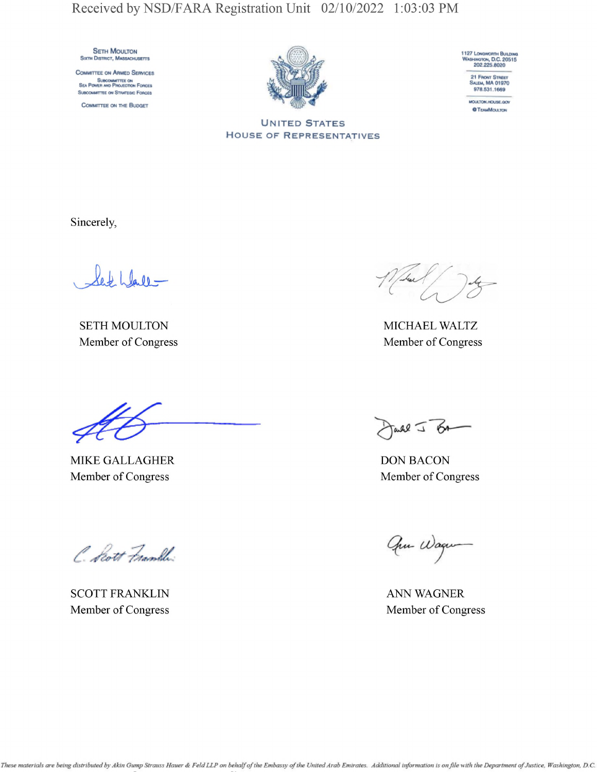SETH MOULTON
SIXTH DISTRICT, MASSACHUSETTS

COMMITTEE ON ARMED SERVICES
SUBCOMMITTEE ON
SEA POWER AND PROJECTION FORCES
SUBCOMMITTEE ON STRATEGIC FORCES

COMMITTEE ON THE BUDGET

UNITED STATES
HOUSE OF REPRESENTATIVES

1127 LONGWORTH BUILDING
WASHINGTON, D.C. 20515
202.225.8020

21 FRONT STREET
SALEM, MA 01970
978.531.1669

MOULTON.HOUSE.GOV
@TEAMMOULTON

Sincerely,

SETH MOULTON
Member of Congress

MICHAEL WALTZ
Member of Congress

MIKE GALLAGHER
Member of Congress

DON BACON
Member of Congress

SCOTT FRANKLIN
Member of Congress

ANN WAGNER
Member of Congress

*These materials are being distributed by Akin Gump Strauss Hauer & Feld LLP on behalf of the Embassy of the United Arab Emirates. Additional information is on file with the Department of Justice, Washington, D.C.*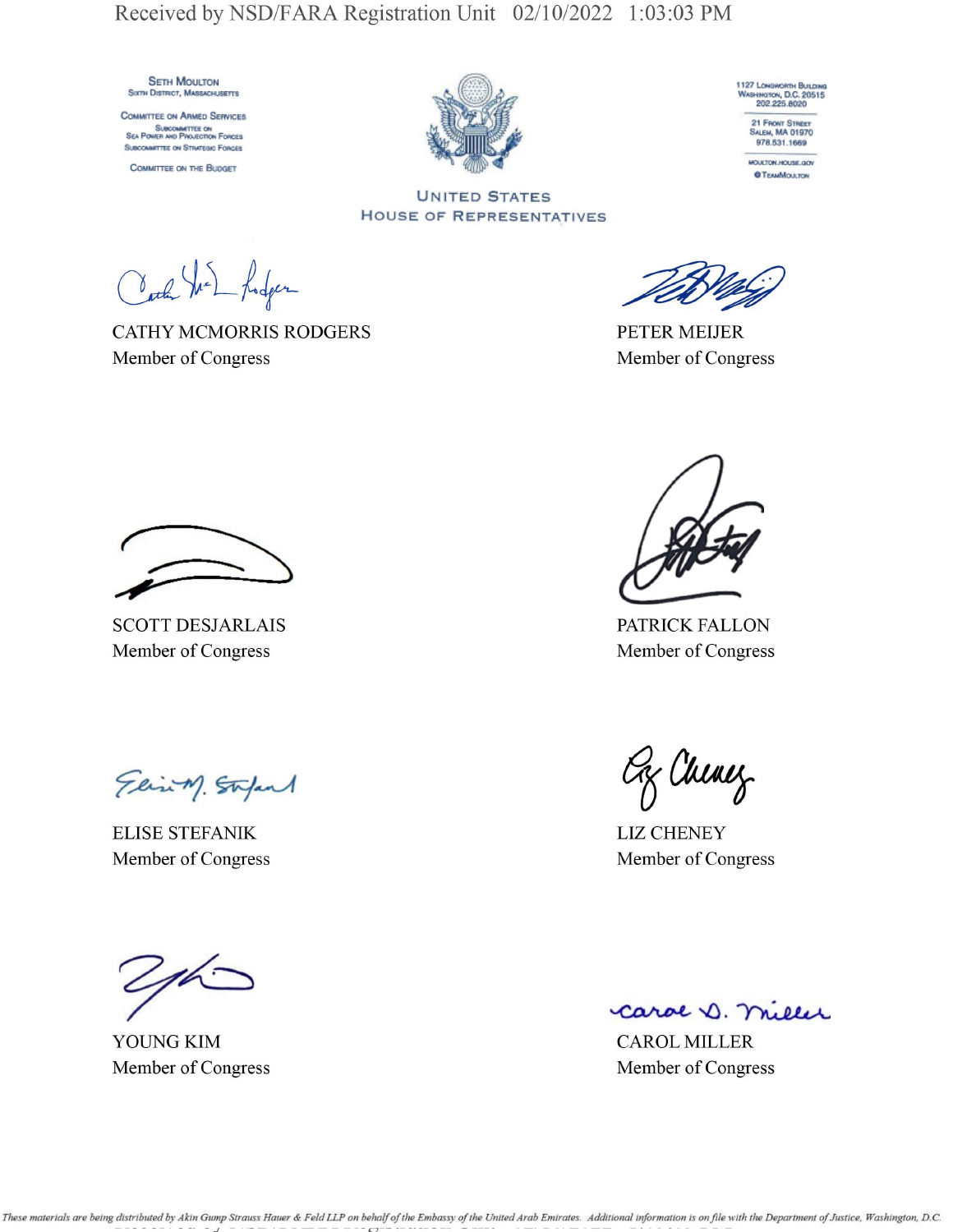SETH MOULTON
SIXTH DISTRICT, MASSACHUSETTS

COMMITTEE ON ARMED SERVICES
SUBCOMMITTEE ON SEA POWER AND PROJECTION FORCES
SUBCOMMITTEE ON STRATEGIC FORCES

COMMITTEE ON THE BUDGET

UNITED STATES
HOUSE OF REPRESENTATIVES

1127 LONGWORTH BUILDING
WASHINGTON, D.C. 20515
202.225.8020

21 FRONT STREET
SALEM, MA 01970
978.531.1669

MOULTON.HOUSE.GOV
@TEAMMOULTON

CATHY MCMORRIS RODGERS
Member of Congress

PETER MEIJER
Member of Congress

SCOTT DESJARLAIS
Member of Congress

PATRICK FALLON
Member of Congress

ELISE STEFANIK
Member of Congress

LIZ CHENEY
Member of Congress

YOUNG KIM
Member of Congress

CAROL MILLER
Member of Congress

*These materials are being distributed by Akin Gump Strauss Hauer & Feld LLP on behalf of the Embassy of the United Arab Emirates. Additional information is on file with the Department of Justice, Washington, D.C.*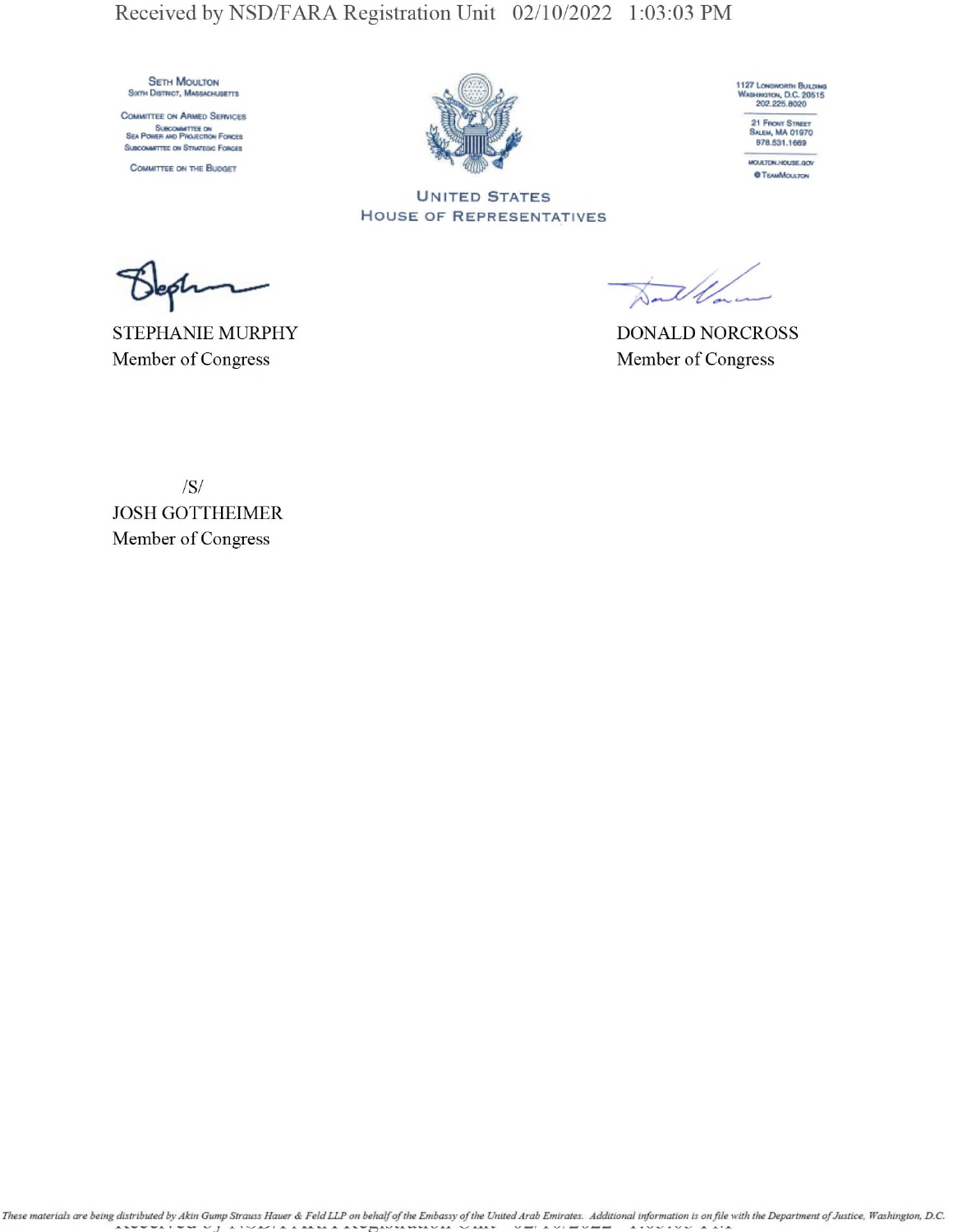Seth Moulton
Sixth District, Massachusetts

Committee on Armed Services
Subcommittee on
Sea Power and Projection Forces
Subcommittee on Strategic Forces

Committee on the Budget

United States
House of Representatives

1127 Longworth Building
Washington, D.C. 20515
202.225.8020

21 Front Street
Salem, MA 01970
978.531.1669

moulton.house.gov
@TeamMoulton

STEPHANIE MURPHY
Member of Congress

DONALD NORCROSS
Member of Congress

/S/
JOSH GOTTHEIMER
Member of Congress

*These materials are being distributed by Akin Gump Strauss Hauer & Feld LLP on behalf of the Embassy of the United Arab Emirates. Additional information is on file with the Department of Justice, Washington, D.C.*